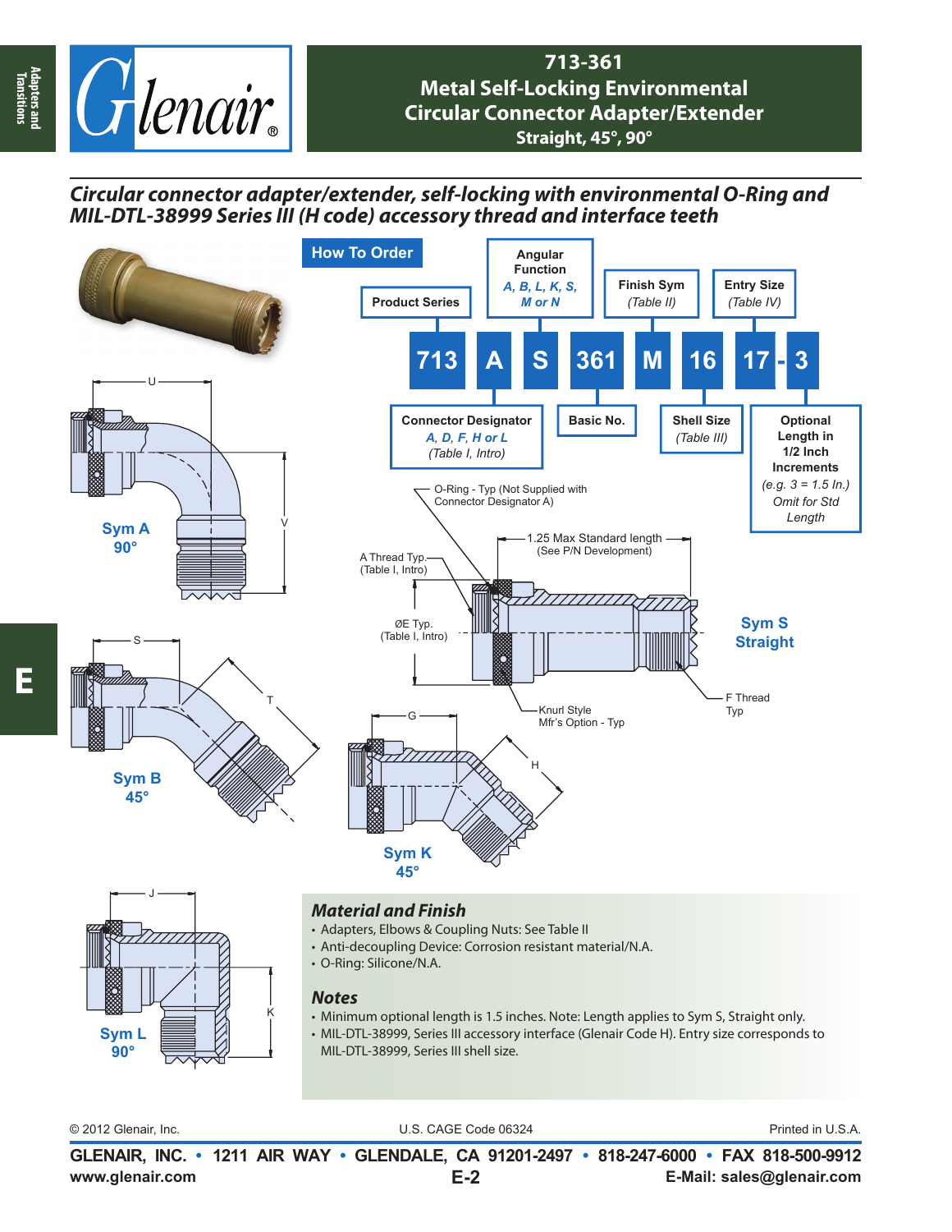# 713-361

## Metal Self-Locking Environmental Circular Connector Adapter/Extender

**Straight, 45°, 90°**

### *Circular connector adapter/extender, self-locking with environmental O-Ring and MIL-DTL-38999 Series III (H code) accessory thread and interface teeth*

## How To Order

| 713 | A | S | 361 | M | 16 | 17 - 3 |
|---|---|---|---|---|---|---|

- **Product Series** — 713
- **Connector Designator** — *A, D, F, H or L* (Table I, Intro) — A
- **Angular Function** — *A, B, L, K, S, M or N* — S
- **Basic No.** — 361
- **Finish Sym** (Table II) — M
- **Shell Size** (Table III) — 16
- **Entry Size** (Table IV) — 17
- **Optional Length in 1/2 Inch Increments** (e.g. 3 = 1.5 In.) Omit for Std Length — 3

Drawing labels:
- Sym A 90° (U, V)
- Sym B 45° (S, T)
- Sym K 45° (G, H)
- Sym L 90° (J, K)
- Sym S Straight
- O-Ring - Typ (Not Supplied with Connector Designator A)
- 1.25 Max Standard length (See P/N Development)
- A Thread Typ. (Table I, Intro)
- ØE Typ. (Table I, Intro)
- Knurl Style Mfr's Option - Typ
- F Thread Typ

## Material and Finish

- Adapters, Elbows & Coupling Nuts: See Table II
- Anti-decoupling Device: Corrosion resistant material/N.A.
- O-Ring: Silicone/N.A.

## Notes

- Minimum optional length is 1.5 inches. Note: Length applies to Sym S, Straight only.
- MIL-DTL-38999, Series III accessory interface (Glenair Code H). Entry size corresponds to MIL-DTL-38999, Series III shell size.

© 2012 Glenair, Inc. U.S. CAGE Code 06324 Printed in U.S.A.

**GLENAIR, INC. • 1211 AIR WAY • GLENDALE, CA 91201-2497 • 818-247-6000 • FAX 818-500-9912**

www.glenair.com **E-Mail: sales@glenair.com**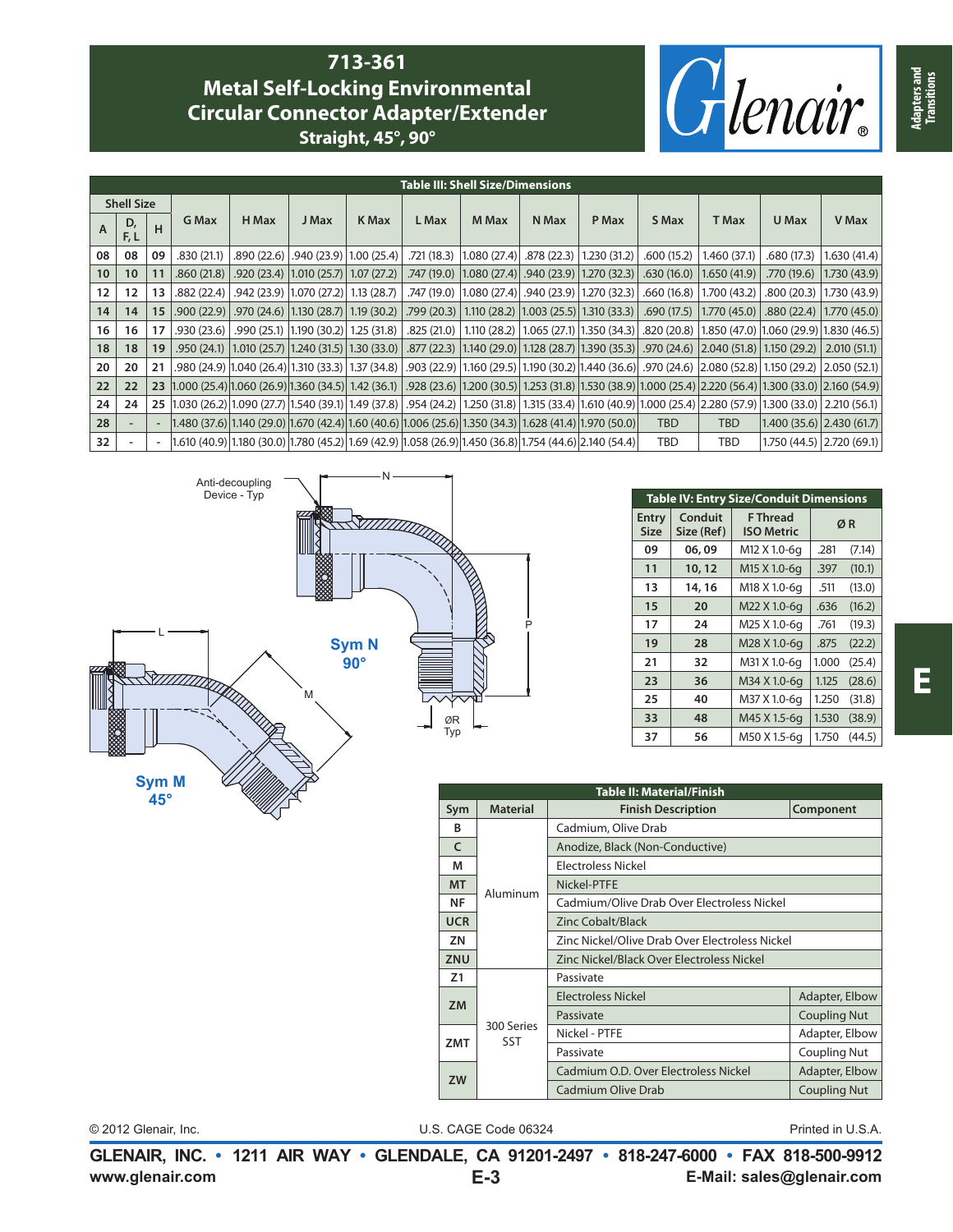# 713-361
## Metal Self-Locking Environmental Circular Connector Adapter/Extender
### Straight, 45°, 90°

**Table III: Shell Size/Dimensions**

| Shell Size | | | G Max | H Max | J Max | K Max | L Max | M Max | N Max | P Max | S Max | T Max | U Max | V Max |
|---|---|---|---|---|---|---|---|---|---|---|---|---|---|---|
| A | D, F, L | H | | | | | | | | | | | | |
| 08 | 08 | 09 | .830 (21.1) | .890 (22.6) | .940 (23.9) | 1.00 (25.4) | .721 (18.3) | 1.080 (27.4) | .878 (22.3) | 1.230 (31.2) | .600 (15.2) | 1.460 (37.1) | .680 (17.3) | 1.630 (41.4) |
| 10 | 10 | 11 | .860 (21.8) | .920 (23.4) | 1.010 (25.7) | 1.07 (27.2) | .747 (19.0) | 1.080 (27.4) | .940 (23.9) | 1.270 (32.3) | .630 (16.0) | 1.650 (41.9) | .770 (19.6) | 1.730 (43.9) |
| 12 | 12 | 13 | .882 (22.4) | .942 (23.9) | 1.070 (27.2) | 1.13 (28.7) | .747 (19.0) | 1.080 (27.4) | .940 (23.9) | 1.270 (32.3) | .660 (16.8) | 1.700 (43.2) | .800 (20.3) | 1.730 (43.9) |
| 14 | 14 | 15 | .900 (22.9) | .970 (24.6) | 1.130 (28.7) | 1.19 (30.2) | .799 (20.3) | 1.110 (28.2) | 1.003 (25.5) | 1.310 (33.3) | .690 (17.5) | 1.770 (45.0) | .880 (22.4) | 1.770 (45.0) |
| 16 | 16 | 17 | .930 (23.6) | .990 (25.1) | 1.190 (30.2) | 1.25 (31.8) | .825 (21.0) | 1.110 (28.2) | 1.065 (27.1) | 1.350 (34.3) | .820 (20.8) | 1.850 (47.0) | 1.060 (29.9) | 1.830 (46.5) |
| 18 | 18 | 19 | .950 (24.1) | 1.010 (25.7) | 1.240 (31.5) | 1.30 (33.0) | .877 (22.3) | 1.140 (29.0) | 1.128 (28.7) | 1.390 (35.3) | .970 (24.6) | 2.040 (51.8) | 1.150 (29.2) | 2.010 (51.1) |
| 20 | 20 | 21 | .980 (24.9) | 1.040 (26.4) | 1.310 (33.3) | 1.37 (34.8) | .903 (22.9) | 1.160 (29.5) | 1.190 (30.2) | 1.440 (36.6) | .970 (24.6) | 2.080 (52.8) | 1.150 (29.2) | 2.050 (52.1) |
| 22 | 22 | 23 | 1.000 (25.4) | 1.060 (26.9) | 1.360 (34.5) | 1.42 (36.1) | .928 (23.6) | 1.200 (30.5) | 1.253 (31.8) | 1.530 (38.9) | 1.000 (25.4) | 2.220 (56.4) | 1.300 (33.0) | 2.160 (54.9) |
| 24 | 24 | 25 | 1.030 (26.2) | 1.090 (27.7) | 1.540 (39.1) | 1.49 (37.8) | .954 (24.2) | 1.250 (31.8) | 1.315 (33.4) | 1.610 (40.9) | 1.000 (25.4) | 2.280 (57.9) | 1.300 (33.0) | 2.210 (56.1) |
| 28 | - | - | 1.480 (37.6) | 1.140 (29.0) | 1.670 (42.4) | 1.60 (40.6) | 1.006 (25.6) | 1.350 (34.3) | 1.628 (41.4) | 1.970 (50.0) | TBD | TBD | 1.400 (35.6) | 2.430 (61.7) |
| 32 | - | - | 1.610 (40.9) | 1.180 (30.0) | 1.780 (45.2) | 1.69 (42.9) | 1.058 (26.9) | 1.450 (36.8) | 1.754 (44.6) | 2.140 (54.4) | TBD | TBD | 1.750 (44.5) | 2.720 (69.1) |

Anti-decoupling Device - Typ

N

L

P

M

ØR Typ

Sym N 90°

Sym M 45°

**Table IV: Entry Size/Conduit Dimensions**

| Entry Size | Conduit Size (Ref) | F Thread ISO Metric | Ø R | |
|---|---|---|---|---|
| 09 | 06, 09 | M12 X 1.0-6g | .281 | (7.14) |
| 11 | 10, 12 | M15 X 1.0-6g | .397 | (10.1) |
| 13 | 14, 16 | M18 X 1.0-6g | .511 | (13.0) |
| 15 | 20 | M22 X 1.0-6g | .636 | (16.2) |
| 17 | 24 | M25 X 1.0-6g | .761 | (19.3) |
| 19 | 28 | M28 X 1.0-6g | .875 | (22.2) |
| 21 | 32 | M31 X 1.0-6g | 1.000 | (25.4) |
| 23 | 36 | M34 X 1.0-6g | 1.125 | (28.6) |
| 25 | 40 | M37 X 1.0-6g | 1.250 | (31.8) |
| 33 | 48 | M45 X 1.5-6g | 1.530 | (38.9) |
| 37 | 56 | M50 X 1.5-6g | 1.750 | (44.5) |

**Table II: Material/Finish**

| Sym | Material | Finish Description | Component |
|---|---|---|---|
| B | Aluminum | Cadmium, Olive Drab | |
| C | Aluminum | Anodize, Black (Non-Conductive) | |
| M | Aluminum | Electroless Nickel | |
| MT | Aluminum | Nickel-PTFE | |
| NF | Aluminum | Cadmium/Olive Drab Over Electroless Nickel | |
| UCR | Aluminum | Zinc Cobalt/Black | |
| ZN | Aluminum | Zinc Nickel/Olive Drab Over Electroless Nickel | |
| ZNU | Aluminum | Zinc Nickel/Black Over Electroless Nickel | |
| Z1 | 300 Series SST | Passivate | |
| ZM | 300 Series SST | Electroless Nickel | Adapter, Elbow |
| | | Passivate | Coupling Nut |
| ZMT | 300 Series SST | Nickel - PTFE | Adapter, Elbow |
| | | Passivate | Coupling Nut |
| ZW | 300 Series SST | Cadmium O.D. Over Electroless Nickel | Adapter, Elbow |
| | | Cadmium Olive Drab | Coupling Nut |

© 2012 Glenair, Inc. U.S. CAGE Code 06324 Printed in U.S.A.

**GLENAIR, INC. • 1211 AIR WAY • GLENDALE, CA 91201-2497 • 818-247-6000 • FAX 818-500-9912**
www.glenair.com E-Mail: sales@glenair.com